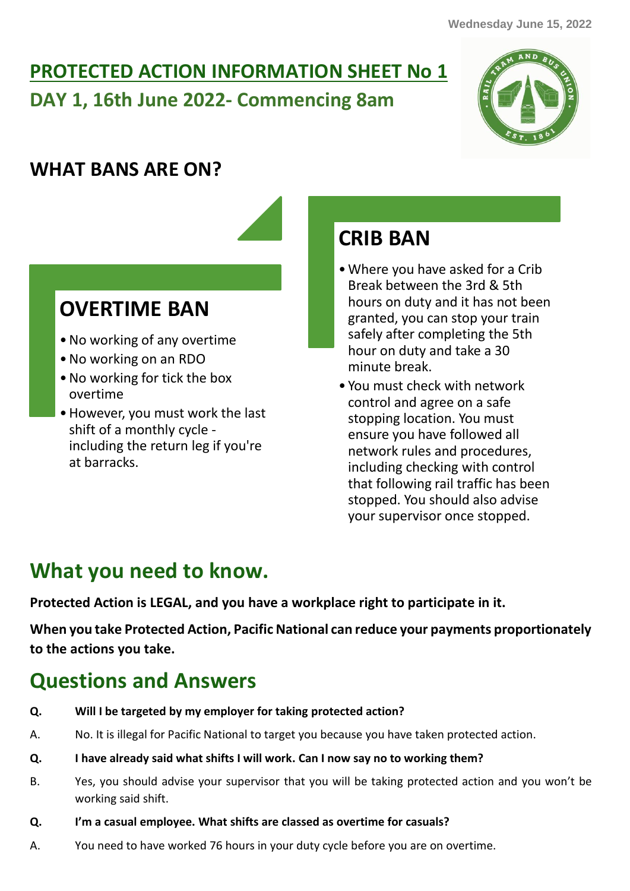Wednesday June 15, 2022

# PROTECTED ACTION INFORMATION SHEET No 1

## DAY 1, 16th June 2022- Commencing 8am

## WHAT BANS ARE ON?

### OVERTIME BAN

- No working of any overtime
- No working on an RDO
- No working for tick the box overtime
- However, you must work the last shift of a monthly cycle - including the return leg if you're at barracks.

### CRIB BAN

- Where you have asked for a Crib Break between the 3rd & 5th hours on duty and it has not been granted, you can stop your train safely after completing the 5th hour on duty and take a 30 minute break.
- You must check with network control and agree on a safe stopping location. You must ensure you have followed all network rules and procedures, including checking with control that following rail traffic has been stopped. You should also advise your supervisor once stopped.

## What you need to know.

**Protected Action is LEGAL, and you have a workplace right to participate in it.**

**When you take Protected Action, Pacific National can reduce your payments proportionately to the actions you take.**

## Questions and Answers

**Q. Will I be targeted by my employer for taking protected action?**

A. No. It is illegal for Pacific National to target you because you have taken protected action.

**Q. I have already said what shifts I will work. Can I now say no to working them?**

B. Yes, you should advise your supervisor that you will be taking protected action and you won't be working said shift.

**Q. I'm a casual employee. What shifts are classed as overtime for casuals?**

A. You need to have worked 76 hours in your duty cycle before you are on overtime.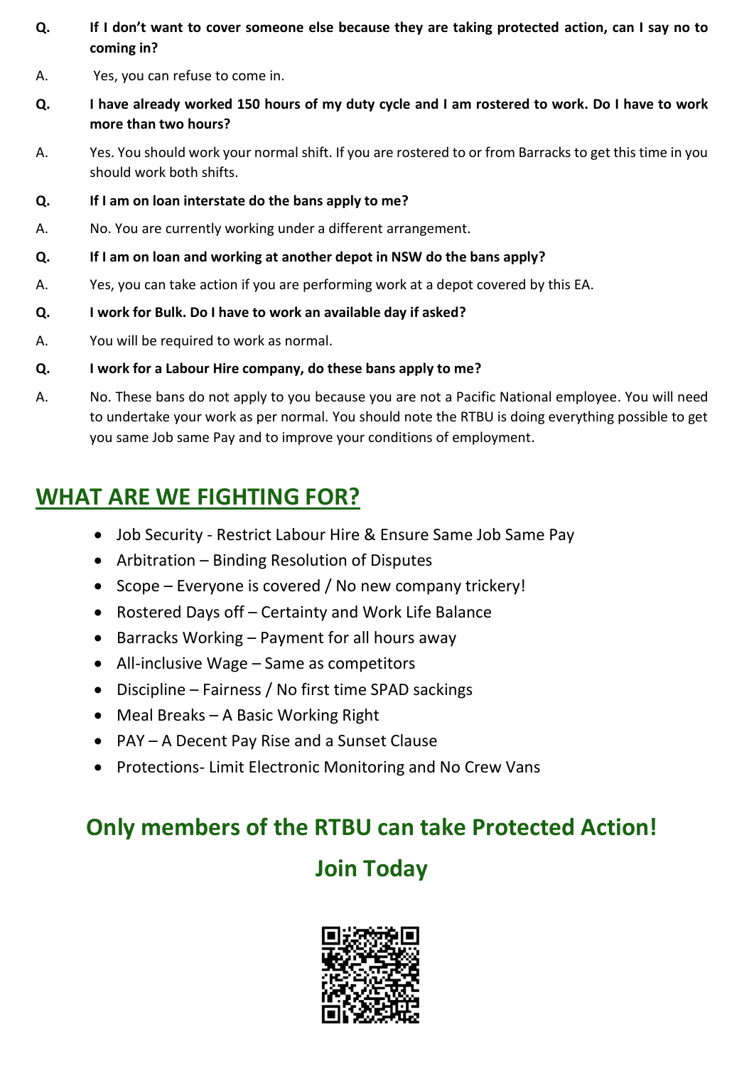**Q. If I don't want to cover someone else because they are taking protected action, can I say no to coming in?**

A. Yes, you can refuse to come in.

**Q. I have already worked 150 hours of my duty cycle and I am rostered to work. Do I have to work more than two hours?**

A. Yes. You should work your normal shift. If you are rostered to or from Barracks to get this time in you should work both shifts.

**Q. If I am on loan interstate do the bans apply to me?**

A. No. You are currently working under a different arrangement.

**Q. If I am on loan and working at another depot in NSW do the bans apply?**

A. Yes, you can take action if you are performing work at a depot covered by this EA.

**Q. I work for Bulk. Do I have to work an available day if asked?**

A. You will be required to work as normal.

**Q. I work for a Labour Hire company, do these bans apply to me?**

A. No. These bans do not apply to you because you are not a Pacific National employee. You will need to undertake your work as per normal. You should note the RTBU is doing everything possible to get you same Job same Pay and to improve your conditions of employment.

## WHAT ARE WE FIGHTING FOR?

- Job Security - Restrict Labour Hire & Ensure Same Job Same Pay
- Arbitration – Binding Resolution of Disputes
- Scope – Everyone is covered / No new company trickery!
- Rostered Days off – Certainty and Work Life Balance
- Barracks Working – Payment for all hours away
- All-inclusive Wage – Same as competitors
- Discipline – Fairness / No first time SPAD sackings
- Meal Breaks – A Basic Working Right
- PAY – A Decent Pay Rise and a Sunset Clause
- Protections- Limit Electronic Monitoring and No Crew Vans

## Only members of the RTBU can take Protected Action!

## Join Today